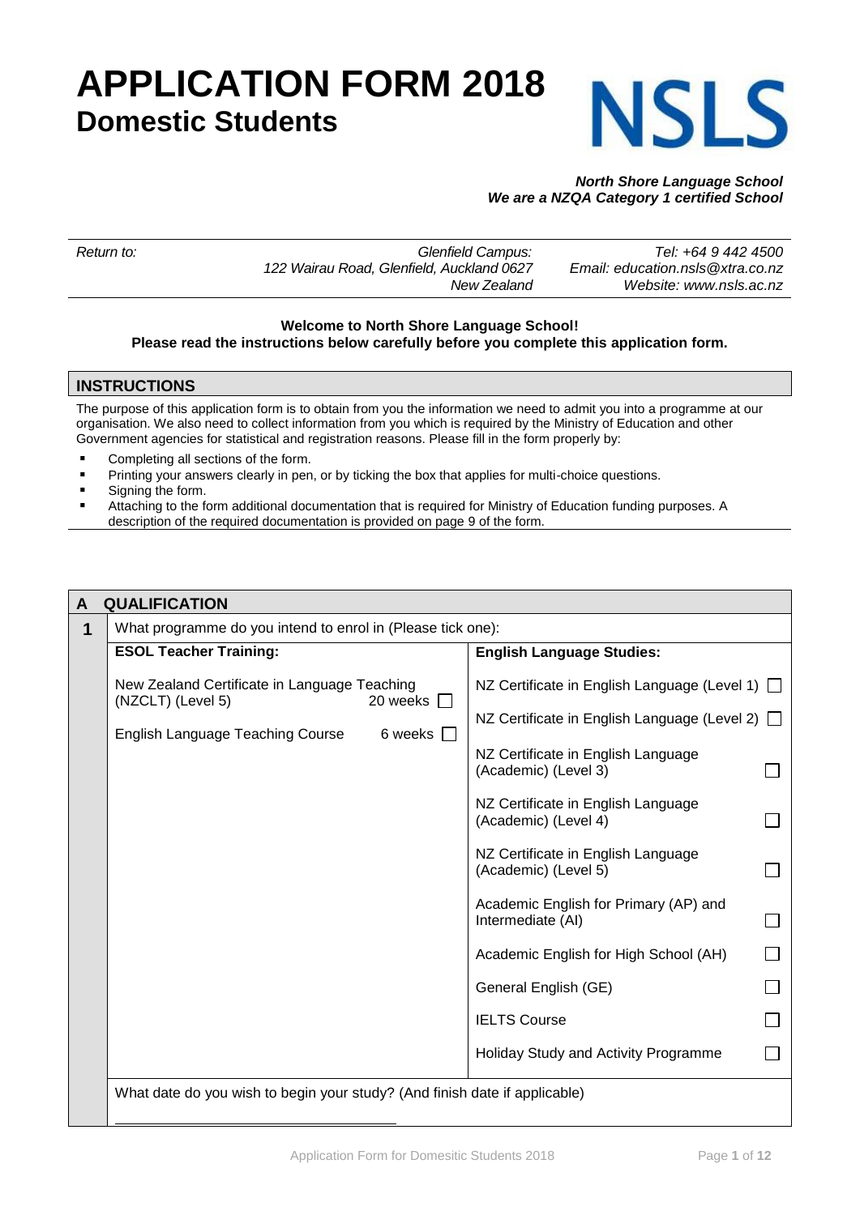# APPLICATION FORM 2018
## Domestic Students

NSLS

***North Shore Language School***
***We are a NZQA Category 1 certified School***

| *Return to:* | *Glenfield Campus:* *122 Wairau Road, Glenfield, Auckland 0627* *New Zealand* | *Tel: +64 9 442 4500* *Email: education.nsls@xtra.co.nz* *Website: www.nsls.ac.nz* |
|---|---|---|

**Welcome to North Shore Language School!**
**Please read the instructions below carefully before you complete this application form.**

## INSTRUCTIONS

The purpose of this application form is to obtain from you the information we need to admit you into a programme at our organisation. We also need to collect information from you which is required by the Ministry of Education and other Government agencies for statistical and registration reasons. Please fill in the form properly by:

- Completing all sections of the form.
- Printing your answers clearly in pen, or by ticking the box that applies for multi-choice questions.
- Signing the form.
- Attaching to the form additional documentation that is required for Ministry of Education funding purposes. A description of the required documentation is provided on page 9 of the form.

## A QUALIFICATION

**1** What programme do you intend to enrol in (Please tick one):

| **ESOL Teacher Training:** | | **English Language Studies:** | |
|---|---|---|---|
| New Zealand Certificate in Language Teaching (NZCLT) (Level 5) — 20 weeks | ☐ | NZ Certificate in English Language (Level 1) | ☐ |
| English Language Teaching Course — 6 weeks | ☐ | NZ Certificate in English Language (Level 2) | ☐ |
| | | NZ Certificate in English Language (Academic) (Level 3) | ☐ |
| | | NZ Certificate in English Language (Academic) (Level 4) | ☐ |
| | | NZ Certificate in English Language (Academic) (Level 5) | ☐ |
| | | Academic English for Primary (AP) and Intermediate (AI) | ☐ |
| | | Academic English for High School (AH) | ☐ |
| | | General English (GE) | ☐ |
| | | IELTS Course | ☐ |
| | | Holiday Study and Activity Programme | ☐ |

What date do you wish to begin your study? (And finish date if applicable)

______________________________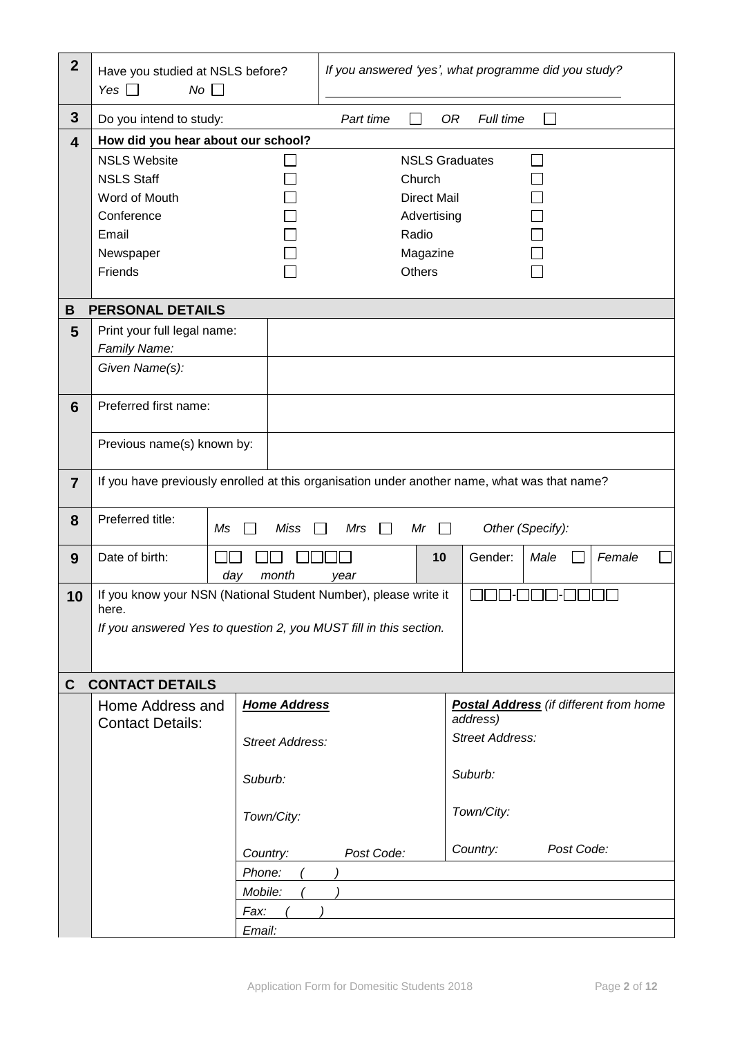| | | |
|---|---|---|
| **2** | Have you studied at NSLS before? *Yes* ☐ *No* ☐ | *If you answered 'yes', what programme did you study?* |
| **3** | Do you intend to study: | *Part time* ☐ *OR* *Full time* ☐ |
| **4** | **How did you hear about our school?** | |
| | NSLS Website ☐ | NSLS Graduates ☐ |
| | NSLS Staff ☐ | Church ☐ |
| | Word of Mouth ☐ | Direct Mail ☐ |
| | Conference ☐ | Advertising ☐ |
| | Email ☐ | Radio ☐ |
| | Newspaper ☐ | Magazine ☐ |
| | Friends ☐ | Others ☐ |

## B PERSONAL DETAILS

| | | |
|---|---|---|
| **5** | Print your full legal name: *Family Name:* | |
| | *Given Name(s):* | |
| **6** | Preferred first name: | |
| | Previous name(s) known by: | |
| **7** | If you have previously enrolled at this organisation under another name, what was that name? | |
| **8** | Preferred title: | *Ms* ☐ *Miss* ☐ *Mrs* ☐ *Mr* ☐ *Other (Specify):* |
| **9** | Date of birth: | ☐☐ *day* ☐☐ *month* ☐☐☐☐ *year* |
| **10** | Gender: | *Male* ☐ *Female* ☐ |
| **10** | If you know your NSN (National Student Number), please write it here. *If you answered Yes to question 2, you MUST fill in this section.* | ☐☐☐-☐☐☐-☐☐☐☐ |

## C CONTACT DETAILS

| Home Address and Contact Details: | ***Home Address*** | ***Postal Address*** *(if different from home address)* |
|---|---|---|
| | *Street Address:* | *Street Address:* |
| | *Suburb:* | *Suburb:* |
| | *Town/City:* | *Town/City:* |
| | *Country:* *Post Code:* | *Country:* *Post Code:* |
| | *Phone: (  )* | |
| | *Mobile: (  )* | |
| | *Fax: (  )* | |
| | *Email:* | |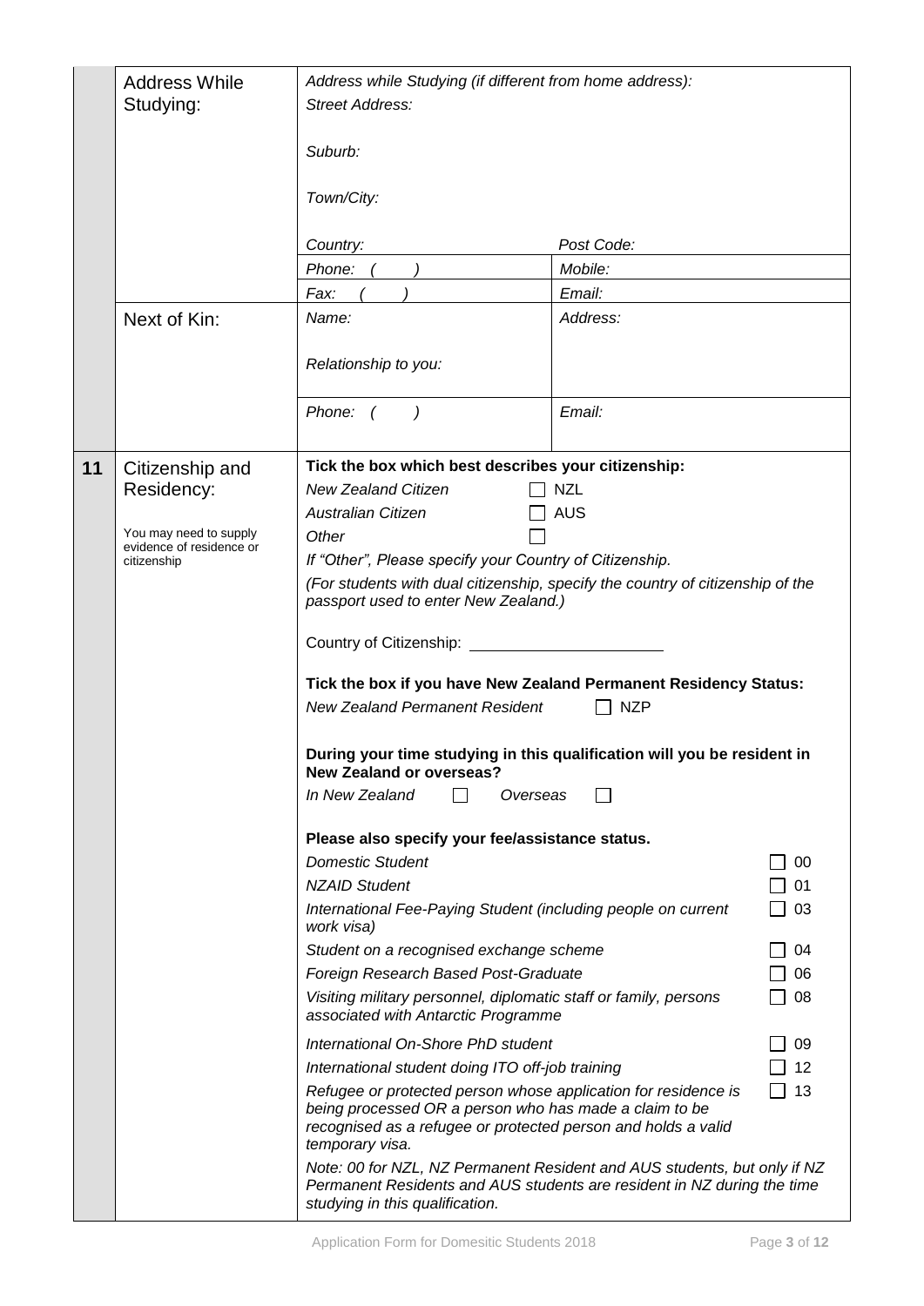| | | | |
|---|---|---|---|
| | Address While Studying: | *Address while Studying (if different from home address):*<br>*Street Address:*<br><br>*Suburb:*<br><br>*Town/City:*<br><br>*Country:* | <br><br><br><br><br><br><br>*Post Code:* |
| | | *Phone: (    )* | *Mobile:* |
| | | *Fax: (    )* | *Email:* |
| | Next of Kin: | *Name:*<br><br>*Relationship to you:* | *Address:* |
| | | *Phone: (    )* | *Email:* |
| **11** | Citizenship and Residency:<br><br>You may need to supply evidence of residence or citizenship | **Tick the box which best describes your citizenship:**<br>*New Zealand Citizen* ☐ NZL<br>*Australian Citizen* ☐ AUS<br>*Other* ☐<br>*If "Other", Please specify your Country of Citizenship.*<br>*(For students with dual citizenship, specify the country of citizenship of the passport used to enter New Zealand.)*<br><br>Country of Citizenship: ____________________<br><br>**Tick the box if you have New Zealand Permanent Residency Status:**<br>*New Zealand Permanent Resident* ☐ NZP<br><br>**During your time studying in this qualification will you be resident in New Zealand or overseas?**<br>*In New Zealand* ☐ *Overseas* ☐<br><br>**Please also specify your fee/assistance status.**<br>*Domestic Student* ☐ 00<br>*NZAID Student* ☐ 01<br>*International Fee-Paying Student (including people on current work visa)* ☐ 03<br>*Student on a recognised exchange scheme* ☐ 04<br>*Foreign Research Based Post-Graduate* ☐ 06<br>*Visiting military personnel, diplomatic staff or family, persons associated with Antarctic Programme* ☐ 08<br>*International On-Shore PhD student* ☐ 09<br>*International student doing ITO off-job training* ☐ 12<br>*Refugee or protected person whose application for residence is being processed OR a person who has made a claim to be recognised as a refugee or protected person and holds a valid temporary visa.* ☐ 13<br>*Note: 00 for NZL, NZ Permanent Resident and AUS students, but only if NZ Permanent Residents and AUS students are resident in NZ during the time studying in this qualification.* | |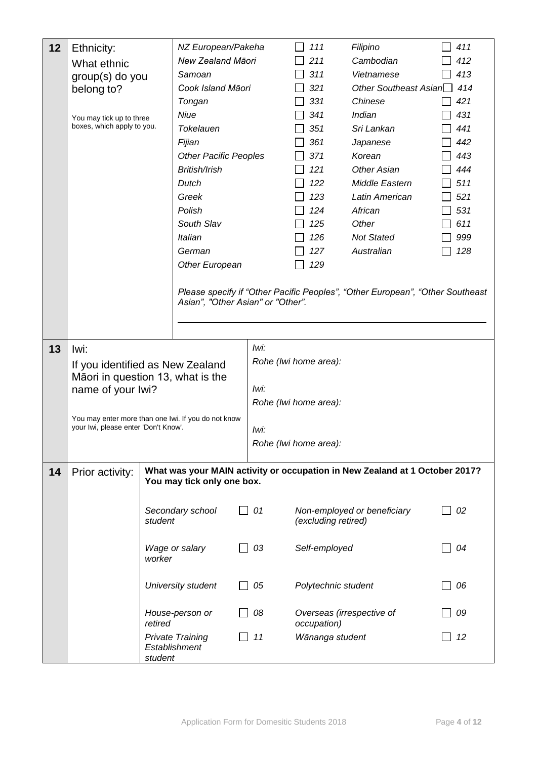| 12 | Ethnicity: What ethnic group(s) do you belong to? You may tick up to three boxes, which apply to you. | | |
|---|---|---|---|
| | | *NZ European/Pakeha* ☐ *111* | *Filipino* ☐ *411* |
| | | *New Zealand Māori* ☐ *211* | *Cambodian* ☐ *412* |
| | | *Samoan* ☐ *311* | *Vietnamese* ☐ *413* |
| | | *Cook Island Māori* ☐ *321* | *Other Southeast Asian* ☐ *414* |
| | | *Tongan* ☐ *331* | *Chinese* ☐ *421* |
| | | *Niue* ☐ *341* | *Indian* ☐ *431* |
| | | *Tokelauen* ☐ *351* | *Sri Lankan* ☐ *441* |
| | | *Fijian* ☐ *361* | *Japanese* ☐ *442* |
| | | *Other Pacific Peoples* ☐ *371* | *Korean* ☐ *443* |
| | | *British/Irish* ☐ *121* | *Other Asian* ☐ *444* |
| | | *Dutch* ☐ *122* | *Middle Eastern* ☐ *511* |
| | | *Greek* ☐ *123* | *Latin American* ☐ *521* |
| | | *Polish* ☐ *124* | *African* ☐ *531* |
| | | *South Slav* ☐ *125* | *Other* ☐ *611* |
| | | *Italian* ☐ *126* | *Not Stated* ☐ *999* |
| | | *German* ☐ *127* | *Australian* ☐ *128* |
| | | *Other European* ☐ *129* | |
| | | *Please specify if "Other Pacific Peoples", "Other European", "Other Southeast Asian", "Other Asian" or "Other".* | |
| | | ______________________________ | |

| 13 | Iwi: If you identified as New Zealand Māori in question 13, what is the name of your Iwi? You may enter more than one Iwi. If you do not know your Iwi, please enter 'Don't Know'. | |
|---|---|---|
| | | *Iwi:* |
| | | *Rohe (Iwi home area):* |
| | | *Iwi:* |
| | | *Rohe (Iwi home area):* |
| | | *Iwi:* |
| | | *Rohe (Iwi home area):* |

| 14 | Prior activity: | **What was your MAIN activity or occupation in New Zealand at 1 October 2017? You may tick only one box.** | |
|---|---|---|---|
| | | *Secondary school student* ☐ *01* | *Non-employed or beneficiary (excluding retired)* ☐ *02* |
| | | *Wage or salary worker* ☐ *03* | *Self-employed* ☐ *04* |
| | | *University student* ☐ *05* | *Polytechnic student* ☐ *06* |
| | | *House-person or retired* ☐ *08* | *Overseas (irrespective of occupation)* ☐ *09* |
| | | *Private Training Establishment student* ☐ *11* | *Wānanga student* ☐ *12* |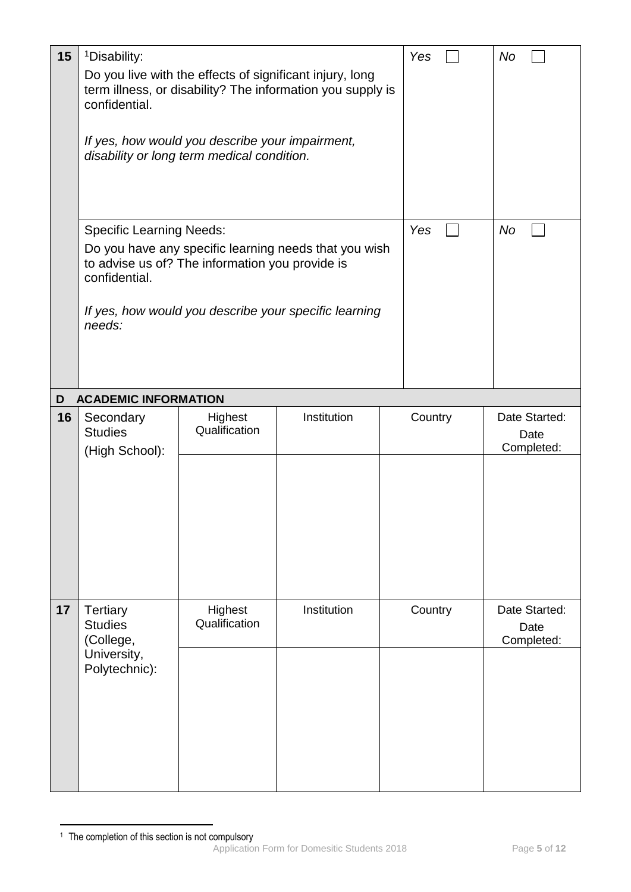| 15 | Disability[1]: Do you live with the effects of significant injury, long term illness, or disability? The information you supply is confidential.<br><br>*If yes, how would you describe your impairment, disability or long term medical condition.* | *Yes* ☐ | *No* ☐ |
|---|---|---|---|
| | Specific Learning Needs: Do you have any specific learning needs that you wish to advise us of? The information you provide is confidential.<br><br>*If yes, how would you describe your specific learning needs:* | *Yes* ☐ | *No* ☐ |

**D ACADEMIC INFORMATION**

| 16 | Secondary Studies (High School): | Highest Qualification | Institution | Country | Date Started: Date Completed: |
|---|---|---|---|---|---|
| | | | | | |

| 17 | Tertiary Studies (College, University, Polytechnic): | Highest Qualification | Institution | Country | Date Started: Date Completed: |
|---|---|---|---|---|---|
| | | | | | |

[1] The completion of this section is not compulsory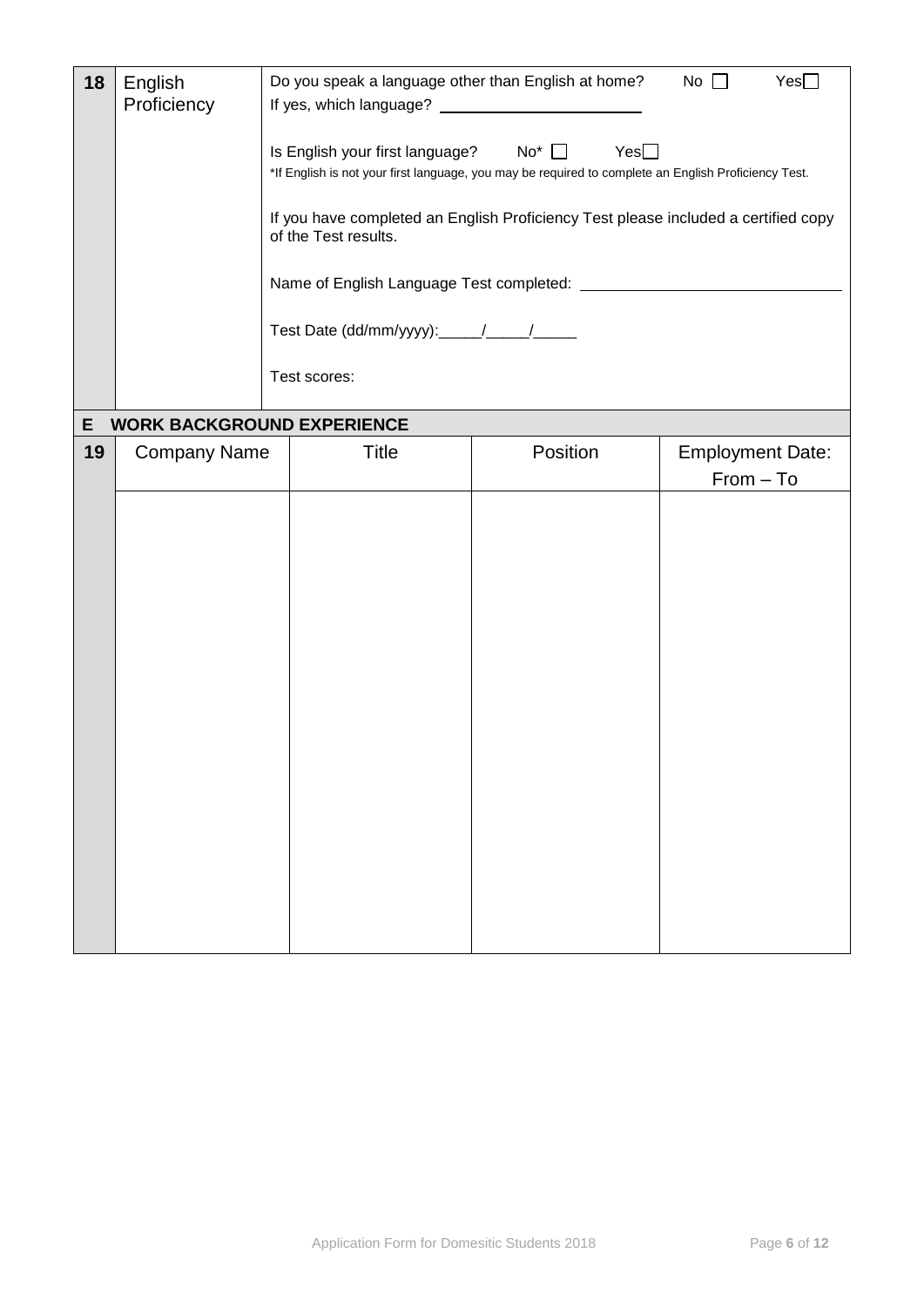| 18 | English Proficiency | Do you speak a language other than English at home? No ☐ Yes☐<br>If yes, which language? ______________________<br><br>Is English your first language? No* ☐ Yes☐<br>*If English is not your first language, you may be required to complete an English Proficiency Test.<br><br>If you have completed an English Proficiency Test please included a certified copy of the Test results.<br><br>Name of English Language Test completed: ______________________________<br><br>Test Date (dd/mm/yyyy):_____/_____/_____<br><br>Test scores: |
|---|---|---|

## E WORK BACKGROUND EXPERIENCE

| 19 | Company Name | Title | Position | Employment Date: From – To |
|---|---|---|---|---|
| | | | | |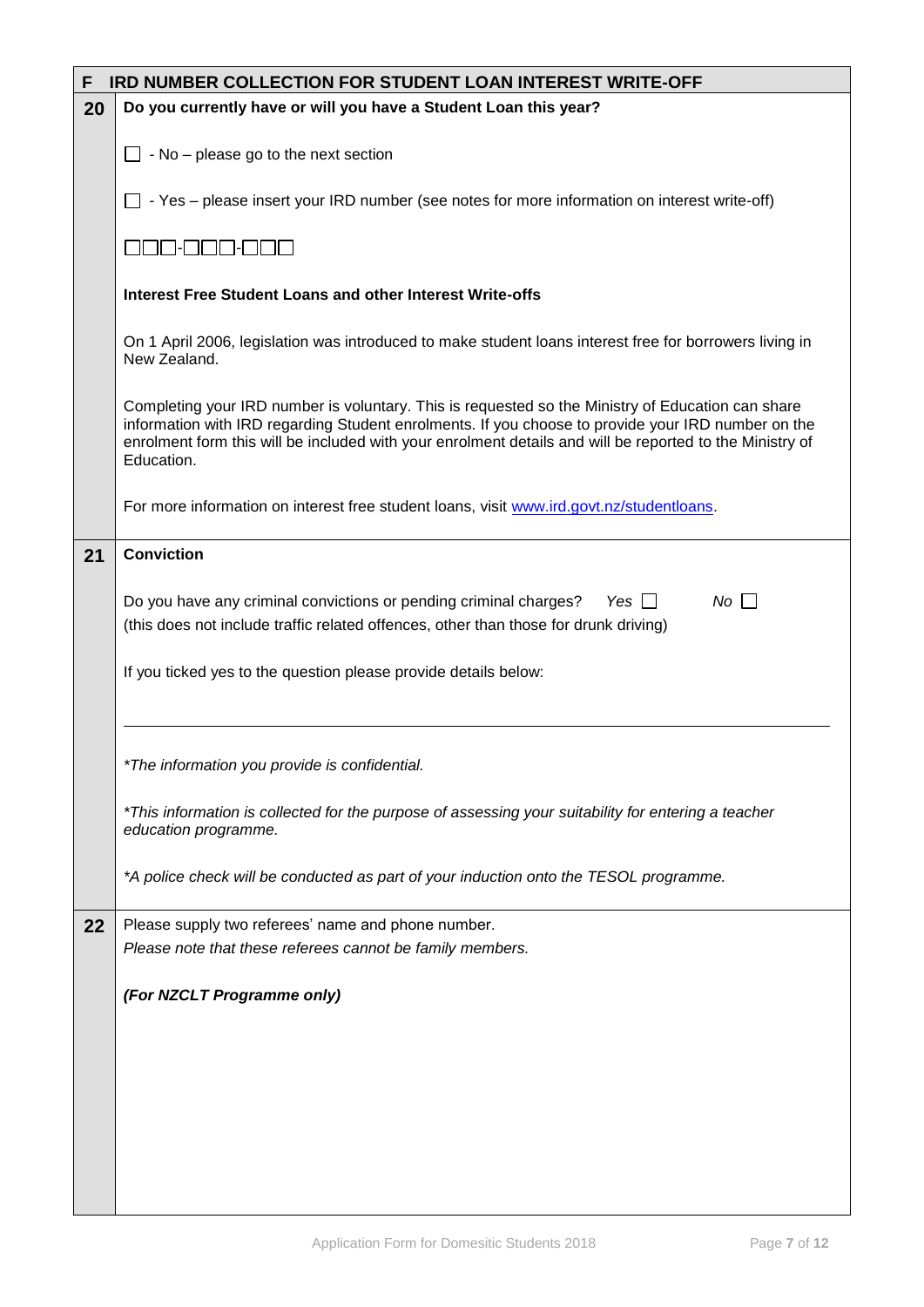## F IRD NUMBER COLLECTION FOR STUDENT LOAN INTEREST WRITE-OFF

**20** **Do you currently have or will you have a Student Loan this year?**

☐ - No – please go to the next section

☐ - Yes – please insert your IRD number (see notes for more information on interest write-off)

☐☐☐-☐☐☐-☐☐☐

**Interest Free Student Loans and other Interest Write-offs**

On 1 April 2006, legislation was introduced to make student loans interest free for borrowers living in New Zealand.

Completing your IRD number is voluntary. This is requested so the Ministry of Education can share information with IRD regarding Student enrolments. If you choose to provide your IRD number on the enrolment form this will be included with your enrolment details and will be reported to the Ministry of Education.

For more information on interest free student loans, visit [www.ird.govt.nz/studentloans](http://www.ird.govt.nz/studentloans).

**21** **Conviction**

Do you have any criminal convictions or pending criminal charges? *Yes* ☐ *No* ☐
(this does not include traffic related offences, other than those for drunk driving)

If you ticked yes to the question please provide details below:

______________________________________________________________________

*\*The information you provide is confidential.*

*\*This information is collected for the purpose of assessing your suitability for entering a teacher education programme.*

*\*A police check will be conducted as part of your induction onto the TESOL programme.*

**22** Please supply two referees' name and phone number.
*Please note that these referees cannot be family members.*

***(For NZCLT Programme only)***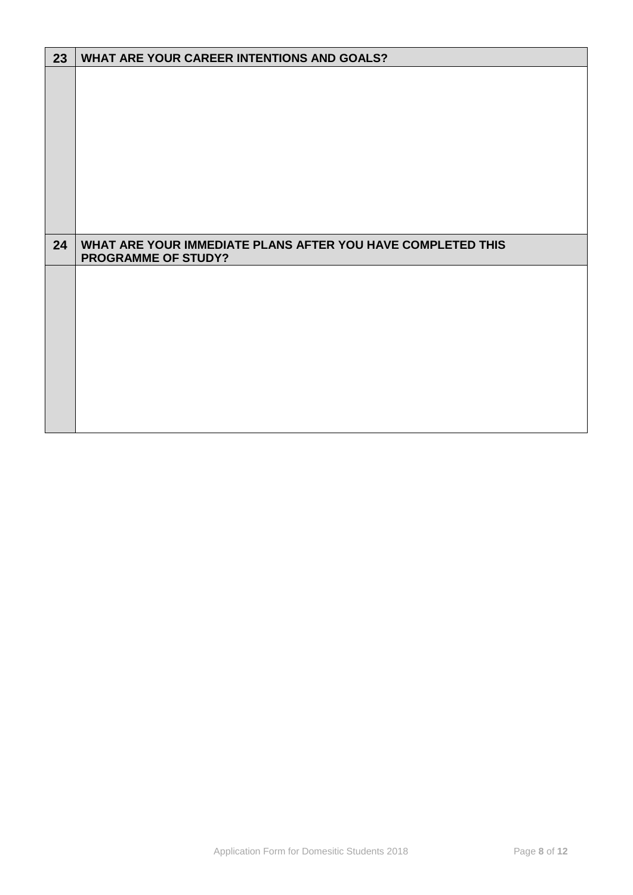| 23 | WHAT ARE YOUR CAREER INTENTIONS AND GOALS? |
|---|---|
| | |
| **24** | **WHAT ARE YOUR IMMEDIATE PLANS AFTER YOU HAVE COMPLETED THIS PROGRAMME OF STUDY?** |
| | |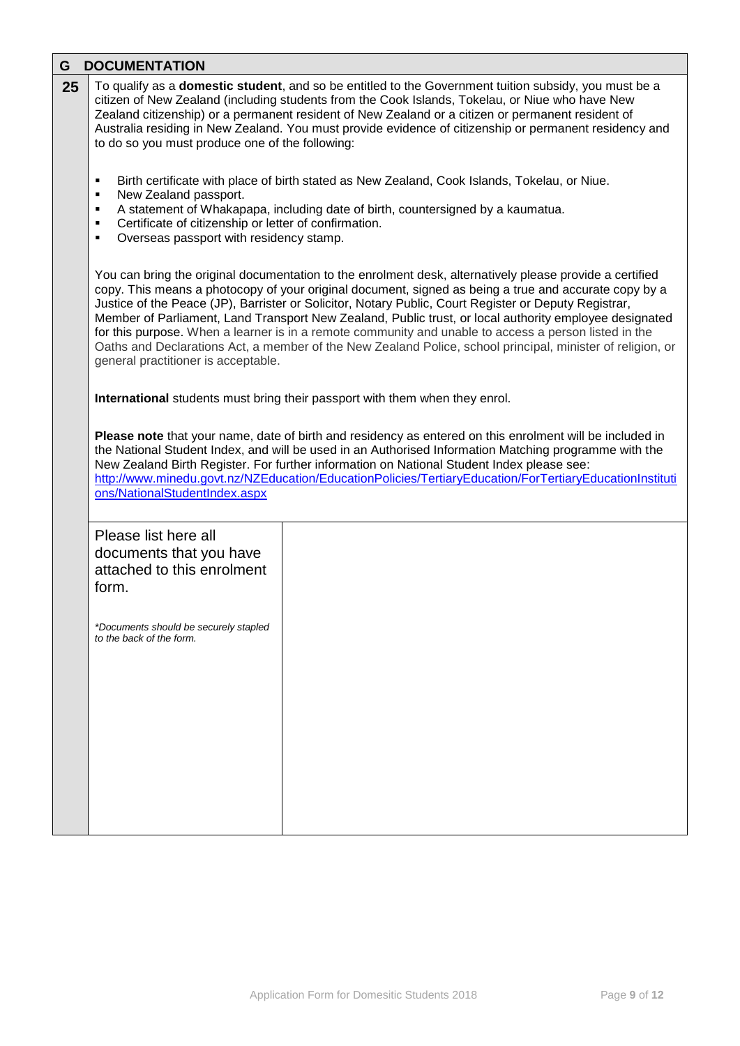## G DOCUMENTATION

**25** To qualify as a **domestic student**, and so be entitled to the Government tuition subsidy, you must be a citizen of New Zealand (including students from the Cook Islands, Tokelau, or Niue who have New Zealand citizenship) or a permanent resident of New Zealand or a citizen or permanent resident of Australia residing in New Zealand. You must provide evidence of citizenship or permanent residency and to do so you must produce one of the following:

- Birth certificate with place of birth stated as New Zealand, Cook Islands, Tokelau, or Niue.
- New Zealand passport.
- A statement of Whakapapa, including date of birth, countersigned by a kaumatua.
- Certificate of citizenship or letter of confirmation.
- Overseas passport with residency stamp.

You can bring the original documentation to the enrolment desk, alternatively please provide a certified copy. This means a photocopy of your original document, signed as being a true and accurate copy by a Justice of the Peace (JP), Barrister or Solicitor, Notary Public, Court Register or Deputy Registrar, Member of Parliament, Land Transport New Zealand, Public trust, or local authority employee designated for this purpose. When a learner is in a remote community and unable to access a person listed in the Oaths and Declarations Act, a member of the New Zealand Police, school principal, minister of religion, or general practitioner is acceptable.

**International** students must bring their passport with them when they enrol.

**Please note** that your name, date of birth and residency as entered on this enrolment will be included in the National Student Index, and will be used in an Authorised Information Matching programme with the New Zealand Birth Register. For further information on National Student Index please see: [http://www.minedu.govt.nz/NZEducation/EducationPolicies/TertiaryEducation/ForTertiaryEducationInstitutions/NationalStudentIndex.aspx](http://www.minedu.govt.nz/NZEducation/EducationPolicies/TertiaryEducation/ForTertiaryEducationInstitutions/NationalStudentIndex.aspx)

| Please list here all documents that you have attached to this enrolment form.<br><br>*\*Documents should be securely stapled to the back of the form.* | |
|---|---|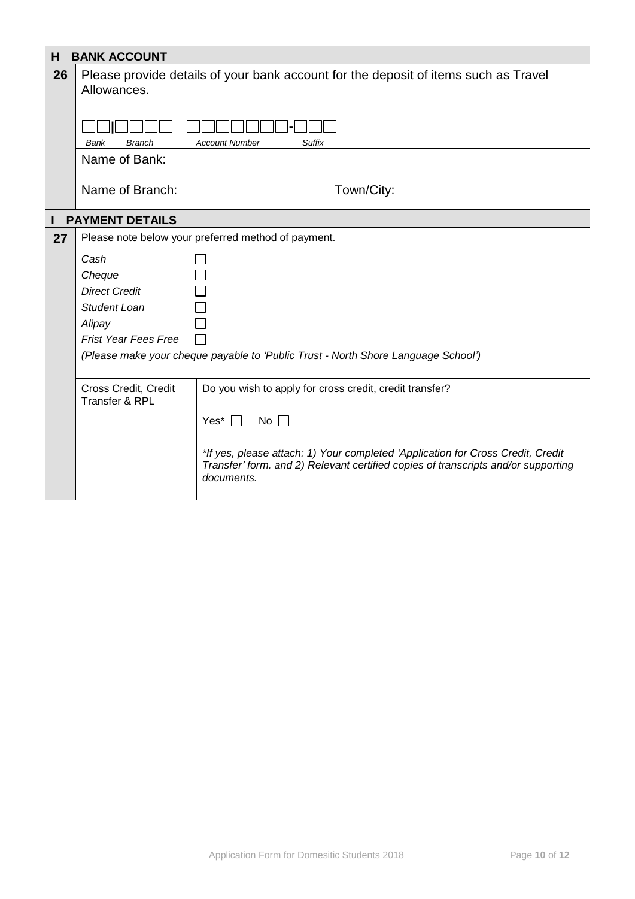## H BANK ACCOUNT

**26** Please provide details of your bank account for the deposit of items such as Travel Allowances.

| Bank | Branch | Account Number | Suffix |
|---|---|---|---|
| ☐☐ | ☐☐☐☐ | ☐☐☐☐☐☐☐ | ☐☐☐ |

Name of Bank:

Name of Branch: Town/City:

## I PAYMENT DETAILS

**27** Please note below your preferred method of payment.

- *Cash* ☐
- *Cheque* ☐
- *Direct Credit* ☐
- *Student Loan* ☐
- *Alipay* ☐
- *Frist Year Fees Free* ☐

*(Please make your cheque payable to 'Public Trust - North Shore Language School')*

| Cross Credit, Credit Transfer & RPL | Do you wish to apply for cross credit, credit transfer? |
|---|---|
| | Yes* ☐ No ☐ |
| | *\*If yes, please attach: 1) Your completed 'Application for Cross Credit, Credit Transfer' form. and 2) Relevant certified copies of transcripts and/or supporting documents.* |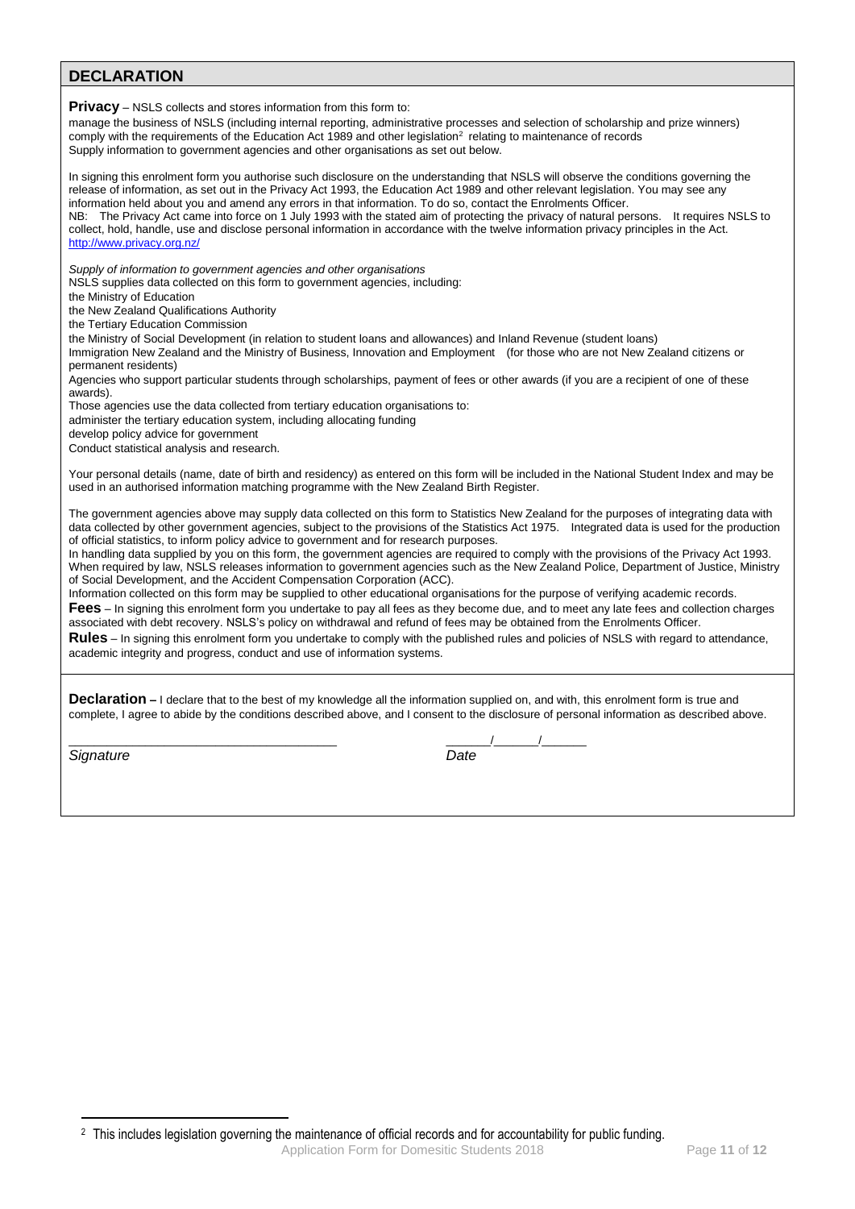## DECLARATION

**Privacy** – NSLS collects and stores information from this form to:

manage the business of NSLS (including internal reporting, administrative processes and selection of scholarship and prize winners)
comply with the requirements of the Education Act 1989 and other legislation[2] relating to maintenance of records
Supply information to government agencies and other organisations as set out below.

In signing this enrolment form you authorise such disclosure on the understanding that NSLS will observe the conditions governing the release of information, as set out in the Privacy Act 1993, the Education Act 1989 and other relevant legislation. You may see any information held about you and amend any errors in that information. To do so, contact the Enrolments Officer.
NB: The Privacy Act came into force on 1 July 1993 with the stated aim of protecting the privacy of natural persons. It requires NSLS to collect, hold, handle, use and disclose personal information in accordance with the twelve information privacy principles in the Act. http://www.privacy.org.nz/

*Supply of information to government agencies and other organisations*

NSLS supplies data collected on this form to government agencies, including:

the Ministry of Education
the New Zealand Qualifications Authority
the Tertiary Education Commission
the Ministry of Social Development (in relation to student loans and allowances) and Inland Revenue (student loans)
Immigration New Zealand and the Ministry of Business, Innovation and Employment (for those who are not New Zealand citizens or permanent residents)
Agencies who support particular students through scholarships, payment of fees or other awards (if you are a recipient of one of these awards).

Those agencies use the data collected from tertiary education organisations to:

administer the tertiary education system, including allocating funding
develop policy advice for government
Conduct statistical analysis and research.

Your personal details (name, date of birth and residency) as entered on this form will be included in the National Student Index and may be used in an authorised information matching programme with the New Zealand Birth Register.

The government agencies above may supply data collected on this form to Statistics New Zealand for the purposes of integrating data with data collected by other government agencies, subject to the provisions of the Statistics Act 1975. Integrated data is used for the production of official statistics, to inform policy advice to government and for research purposes.
In handling data supplied by you on this form, the government agencies are required to comply with the provisions of the Privacy Act 1993. When required by law, NSLS releases information to government agencies such as the New Zealand Police, Department of Justice, Ministry of Social Development, and the Accident Compensation Corporation (ACC).
Information collected on this form may be supplied to other educational organisations for the purpose of verifying academic records.

**Fees** – In signing this enrolment form you undertake to pay all fees as they become due, and to meet any late fees and collection charges associated with debt recovery. NSLS's policy on withdrawal and refund of fees may be obtained from the Enrolments Officer.

**Rules** – In signing this enrolment form you undertake to comply with the published rules and policies of NSLS with regard to attendance, academic integrity and progress, conduct and use of information systems.

**Declaration** – I declare that to the best of my knowledge all the information supplied on, and with, this enrolment form is true and complete, I agree to abide by the conditions described above, and I consent to the disclosure of personal information as described above.

_________________________________ ______/______/______

*Signature* *Date*

[2] This includes legislation governing the maintenance of official records and for accountability for public funding.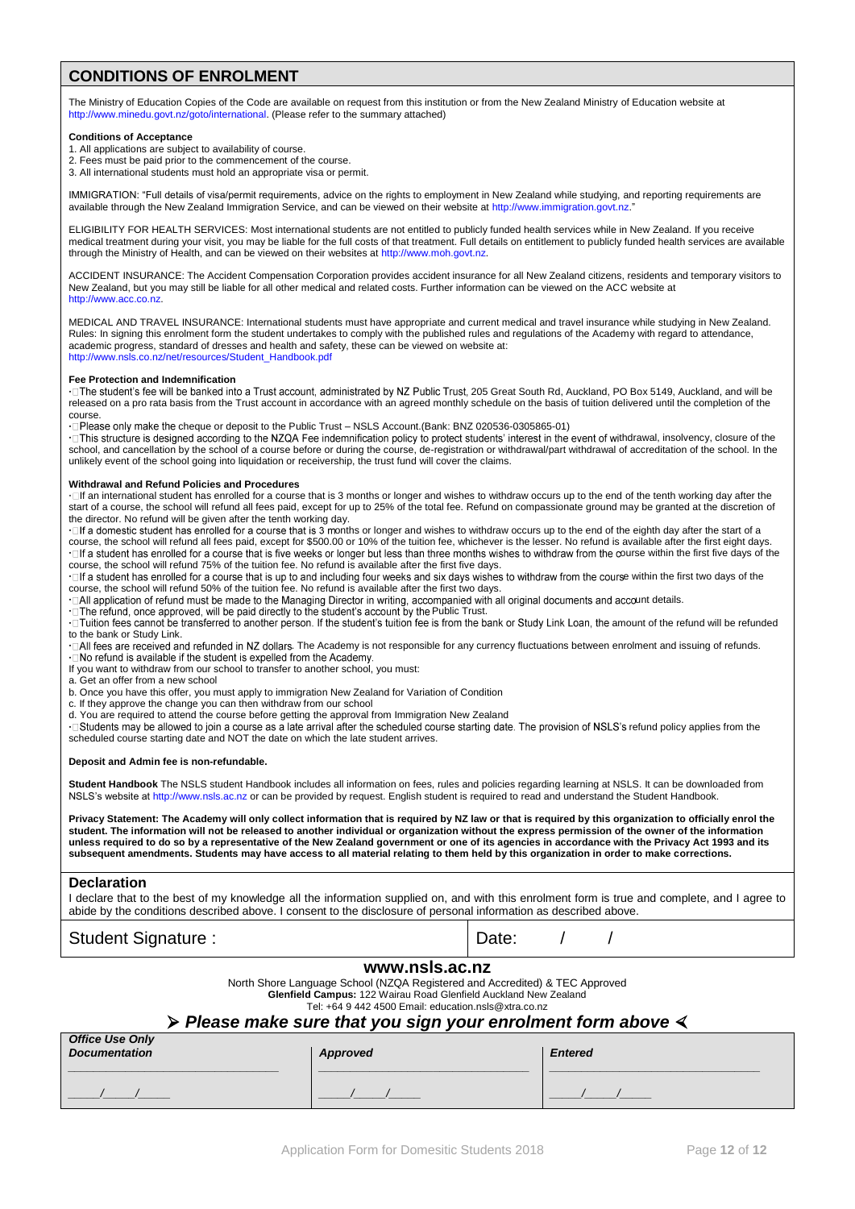## CONDITIONS OF ENROLMENT

The Ministry of Education Copies of the Code are available on request from this institution or from the New Zealand Ministry of Education website at http://www.minedu.govt.nz/goto/international. (Please refer to the summary attached)

**Conditions of Acceptance**

1. All applications are subject to availability of course.
2. Fees must be paid prior to the commencement of the course.
3. All international students must hold an appropriate visa or permit.

IMMIGRATION: "Full details of visa/permit requirements, advice on the rights to employment in New Zealand while studying, and reporting requirements are available through the New Zealand Immigration Service, and can be viewed on their website at http://www.immigration.govt.nz."

ELIGIBILITY FOR HEALTH SERVICES: Most international students are not entitled to publicly funded health services while in New Zealand. If you receive medical treatment during your visit, you may be liable for the full costs of that treatment. Full details on entitlement to publicly funded health services are available through the Ministry of Health, and can be viewed on their websites at http://www.moh.govt.nz.

ACCIDENT INSURANCE: The Accident Compensation Corporation provides accident insurance for all New Zealand citizens, residents and temporary visitors to New Zealand, but you may still be liable for all other medical and related costs. Further information can be viewed on the ACC website at http://www.acc.co.nz.

MEDICAL AND TRAVEL INSURANCE: International students must have appropriate and current medical and travel insurance while studying in New Zealand. Rules: In signing this enrolment form the student undertakes to comply with the published rules and regulations of the Academy with regard to attendance, academic progress, standard of dresses and health and safety, these can be viewed on website at: http://www.nsls.co.nz/net/resources/Student_Handbook.pdf

**Fee Protection and Indemnification**

- The student's fee will be banked into a Trust account, administrated by NZ Public Trust, 205 Great South Rd, Auckland, PO Box 5149, Auckland, and will be released on a pro rata basis from the Trust account in accordance with an agreed monthly schedule on the basis of tuition delivered until the completion of the course.
- Please only make the cheque or deposit to the Public Trust – NSLS Account.(Bank: BNZ 020536-0305865-01)
- This structure is designed according to the NZQA Fee indemnification policy to protect students' interest in the event of withdrawal, insolvency, closure of the school, and cancellation by the school of a course before or during the course, de-registration or withdrawal/part withdrawal of accreditation of the school. In the unlikely event of the school going into liquidation or receivership, the trust fund will cover the claims.

**Withdrawal and Refund Policies and Procedures**

- If an international student has enrolled for a course that is 3 months or longer and wishes to withdraw occurs up to the end of the tenth working day after the start of a course, the school will refund all fees paid, except for up to 25% of the total fee. Refund on compassionate ground may be granted at the discretion of the director. No refund will be given after the tenth working day.
- If a domestic student has enrolled for a course that is 3 months or longer and wishes to withdraw occurs up to the end of the eighth day after the start of a course, the school will refund all fees paid, except for $500.00 or 10% of the tuition fee, whichever is the lesser. No refund is available after the first eight days.
- If a student has enrolled for a course that is five weeks or longer but less than three months wishes to withdraw from the course within the first five days of the course, the school will refund 75% of the tuition fee. No refund is available after the first five days.
- If a student has enrolled for a course that is up to and including four weeks and six days wishes to withdraw from the course within the first two days of the course, the school will refund 50% of the tuition fee. No refund is available after the first two days.
- All application of refund must be made to the Managing Director in writing, accompanied with all original documents and account details.
- The refund, once approved, will be paid directly to the student's account by the Public Trust.
- Tuition fees cannot be transferred to another person. If the student's tuition fee is from the bank or Study Link Loan, the amount of the refund will be refunded to the bank or Study Link.
- All fees are received and refunded in NZ dollars. The Academy is not responsible for any currency fluctuations between enrolment and issuing of refunds.
- No refund is available if the student is expelled from the Academy.

If you want to withdraw from our school to transfer to another school, you must:

a. Get an offer from a new school
b. Once you have this offer, you must apply to immigration New Zealand for Variation of Condition
c. If they approve the change you can then withdraw from our school
d. You are required to attend the course before getting the approval from Immigration New Zealand

- Students may be allowed to join a course as a late arrival after the scheduled course starting date. The provision of NSLS's refund policy applies from the scheduled course starting date and NOT the date on which the late student arrives.

**Deposit and Admin fee is non-refundable.**

**Student Handbook** The NSLS student Handbook includes all information on fees, rules and policies regarding learning at NSLS. It can be downloaded from NSLS's website at http://www.nsls.ac.nz or can be provided by request. English student is required to read and understand the Student Handbook.

**Privacy Statement: The Academy will only collect information that is required by NZ law or that is required by this organization to officially enrol the student. The information will not be released to another individual or organization without the express permission of the owner of the information unless required to do so by a representative of the New Zealand government or one of its agencies in accordance with the Privacy Act 1993 and its subsequent amendments. Students may have access to all material relating to them held by this organization in order to make corrections.**

### Declaration

I declare that to the best of my knowledge all the information supplied on, and with this enrolment form is true and complete, and I agree to abide by the conditions described above. I consent to the disclosure of personal information as described above.

| Student Signature : | Date: / / |
|---|---|

**www.nsls.ac.nz**

North Shore Language School (NZQA Registered and Accredited) & TEC Approved
**Glenfield Campus:** 122 Wairau Road Glenfield Auckland New Zealand
Tel: +64 9 442 4500 Email: education.nsls@xtra.co.nz

➢ ***Please make sure that you sign your enrolment form above*** ⋖

| ***Office Use Only*** ***Documentation*** | ***Approved*** | ***Entered*** |
|---|---|---|
| ____________________ | ____________________ | ____________________ |
| ____/____/____ | ____/____/____ | ____/____/____ |